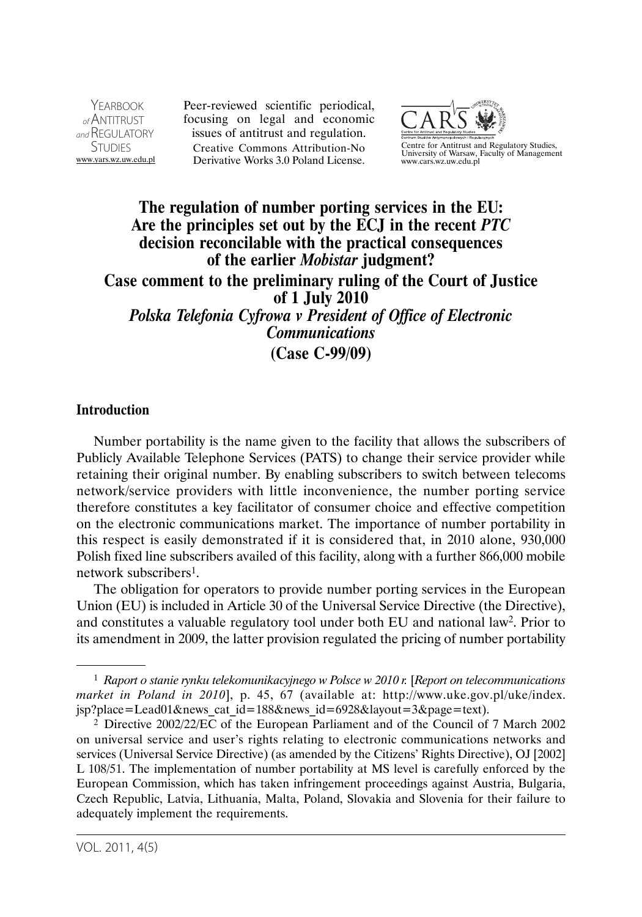# The regulation of number porting services in the EU: Are the principles set out by the ECJ in the recent *PTC* decision reconcilable with the practical consequences of the earlier *Mobistar* judgment?

## Case comment to the preliminary ruling of the Court of Justice of 1 July 2010 *Polska Telefonia Cyfrowa v President of Office of Electronic Communications* (Case C-99/09)

### Introduction

Number portability is the name given to the facility that allows the subscribers of Publicly Available Telephone Services (PATS) to change their service provider while retaining their original number. By enabling subscribers to switch between telecoms network/service providers with little inconvenience, the number porting service therefore constitutes a key facilitator of consumer choice and effective competition on the electronic communications market. The importance of number portability in this respect is easily demonstrated if it is considered that, in 2010 alone, 930,000 Polish fixed line subscribers availed of this facility, along with a further 866,000 mobile network subscribers[1].

The obligation for operators to provide number porting services in the European Union (EU) is included in Article 30 of the Universal Service Directive (the Directive), and constitutes a valuable regulatory tool under both EU and national law[2]. Prior to its amendment in 2009, the latter provision regulated the pricing of number portability

---

[1] *Raport o stanie rynku telekomunikacyjnego w Polsce w 2010 r.* [*Report on telecommunications market in Poland in 2010*], p. 45, 67 (available at: http://www.uke.gov.pl/uke/index.jsp?place=Lead01&news_cat_id=188&news_id=6928&layout=3&page=text).

[2] Directive 2002/22/EC of the European Parliament and of the Council of 7 March 2002 on universal service and user's rights relating to electronic communications networks and services (Universal Service Directive) (as amended by the Citizens' Rights Directive), OJ [2002] L 108/51. The implementation of number portability at MS level is carefully enforced by the European Commission, which has taken infringement proceedings against Austria, Bulgaria, Czech Republic, Latvia, Lithuania, Malta, Poland, Slovakia and Slovenia for their failure to adequately implement the requirements.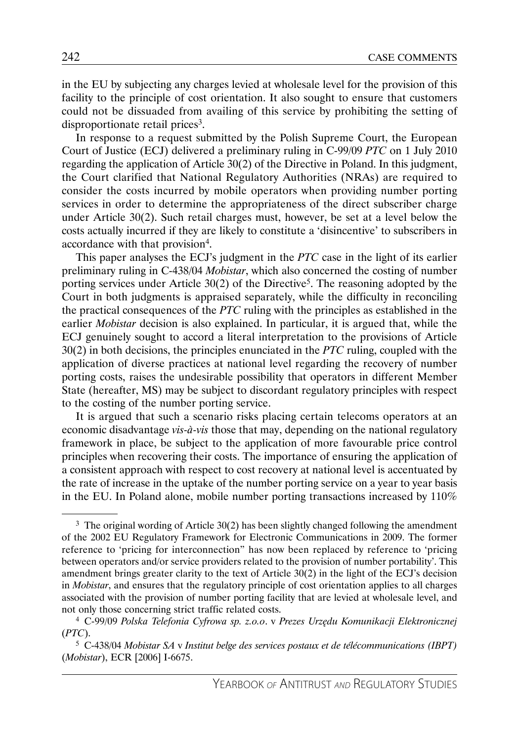in the EU by subjecting any charges levied at wholesale level for the provision of this facility to the principle of cost orientation. It also sought to ensure that customers could not be dissuaded from availing of this service by prohibiting the setting of disproportionate retail prices[3].

In response to a request submitted by the Polish Supreme Court, the European Court of Justice (ECJ) delivered a preliminary ruling in C-99/09 *PTC* on 1 July 2010 regarding the application of Article 30(2) of the Directive in Poland. In this judgment, the Court clarified that National Regulatory Authorities (NRAs) are required to consider the costs incurred by mobile operators when providing number porting services in order to determine the appropriateness of the direct subscriber charge under Article 30(2). Such retail charges must, however, be set at a level below the costs actually incurred if they are likely to constitute a 'disincentive' to subscribers in accordance with that provision[4].

This paper analyses the ECJ's judgment in the *PTC* case in the light of its earlier preliminary ruling in C-438/04 *Mobistar*, which also concerned the costing of number porting services under Article 30(2) of the Directive[5]. The reasoning adopted by the Court in both judgments is appraised separately, while the difficulty in reconciling the practical consequences of the *PTC* ruling with the principles as established in the earlier *Mobistar* decision is also explained. In particular, it is argued that, while the ECJ genuinely sought to accord a literal interpretation to the provisions of Article 30(2) in both decisions, the principles enunciated in the *PTC* ruling, coupled with the application of diverse practices at national level regarding the recovery of number porting costs, raises the undesirable possibility that operators in different Member State (hereafter, MS) may be subject to discordant regulatory principles with respect to the costing of the number porting service.

It is argued that such a scenario risks placing certain telecoms operators at an economic disadvantage *vis-à-vis* those that may, depending on the national regulatory framework in place, be subject to the application of more favourable price control principles when recovering their costs. The importance of ensuring the application of a consistent approach with respect to cost recovery at national level is accentuated by the rate of increase in the uptake of the number porting service on a year to year basis in the EU. In Poland alone, mobile number porting transactions increased by 110%

---

[3] The original wording of Article 30(2) has been slightly changed following the amendment of the 2002 EU Regulatory Framework for Electronic Communications in 2009. The former reference to 'pricing for interconnection" has now been replaced by reference to 'pricing between operators and/or service providers related to the provision of number portability'. This amendment brings greater clarity to the text of Article 30(2) in the light of the ECJ's decision in *Mobistar*, and ensures that the regulatory principle of cost orientation applies to all charges associated with the provision of number porting facility that are levied at wholesale level, and not only those concerning strict traffic related costs.

[4] C-99/09 *Polska Telefonia Cyfrowa sp. z.o.o*. v *Prezes Urzędu Komunikacji Elektronicznej* (*PTC*).

[5] C-438/04 *Mobistar SA* v *Institut belge des services postaux et de télécommunications (IBPT)* (*Mobistar*), ECR [2006] I-6675.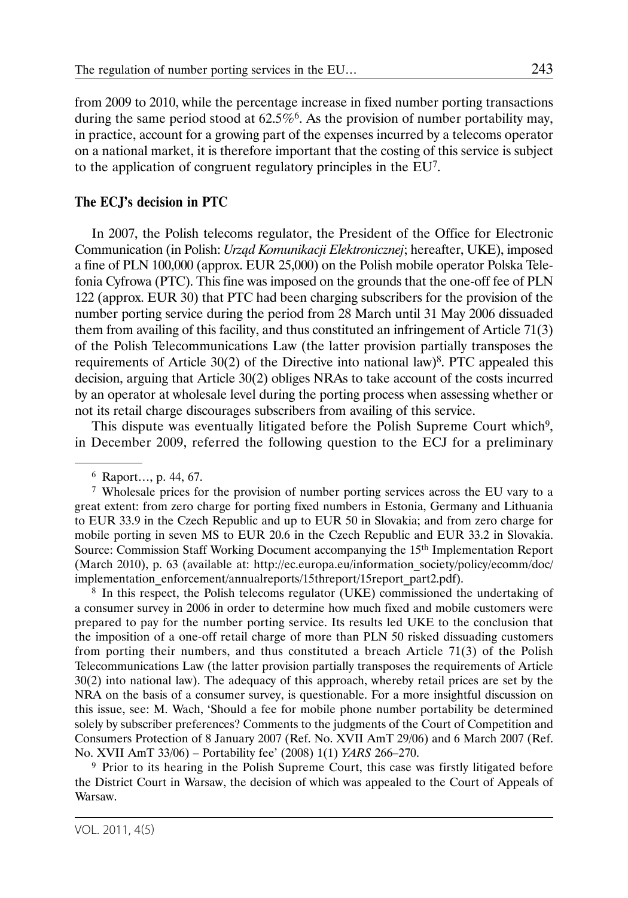from 2009 to 2010, while the percentage increase in fixed number porting transactions during the same period stood at 62.5%[6]. As the provision of number portability may, in practice, account for a growing part of the expenses incurred by a telecoms operator on a national market, it is therefore important that the costing of this service is subject to the application of congruent regulatory principles in the EU[7].

## The ECJ's decision in PTC

In 2007, the Polish telecoms regulator, the President of the Office for Electronic Communication (in Polish: *Urząd Komunikacji Elektronicznej*; hereafter, UKE), imposed a fine of PLN 100,000 (approx. EUR 25,000) on the Polish mobile operator Polska Telefonia Cyfrowa (PTC). This fine was imposed on the grounds that the one-off fee of PLN 122 (approx. EUR 30) that PTC had been charging subscribers for the provision of the number porting service during the period from 28 March until 31 May 2006 dissuaded them from availing of this facility, and thus constituted an infringement of Article 71(3) of the Polish Telecommunications Law (the latter provision partially transposes the requirements of Article 30(2) of the Directive into national law)[8]. PTC appealed this decision, arguing that Article 30(2) obliges NRAs to take account of the costs incurred by an operator at wholesale level during the porting process when assessing whether or not its retail charge discourages subscribers from availing of this service.

This dispute was eventually litigated before the Polish Supreme Court which[9], in December 2009, referred the following question to the ECJ for a preliminary

---

[6] Raport…, p. 44, 67.

[7] Wholesale prices for the provision of number porting services across the EU vary to a great extent: from zero charge for porting fixed numbers in Estonia, Germany and Lithuania to EUR 33.9 in the Czech Republic and up to EUR 50 in Slovakia; and from zero charge for mobile porting in seven MS to EUR 20.6 in the Czech Republic and EUR 33.2 in Slovakia. Source: Commission Staff Working Document accompanying the 15th Implementation Report (March 2010), p. 63 (available at: http://ec.europa.eu/information_society/policy/ecomm/doc/implementation_enforcement/annualreports/15threport/15report_part2.pdf).

[8] In this respect, the Polish telecoms regulator (UKE) commissioned the undertaking of a consumer survey in 2006 in order to determine how much fixed and mobile customers were prepared to pay for the number porting service. Its results led UKE to the conclusion that the imposition of a one-off retail charge of more than PLN 50 risked dissuading customers from porting their numbers, and thus constituted a breach Article 71(3) of the Polish Telecommunications Law (the latter provision partially transposes the requirements of Article 30(2) into national law). The adequacy of this approach, whereby retail prices are set by the NRA on the basis of a consumer survey, is questionable. For a more insightful discussion on this issue, see: M. Wach, 'Should a fee for mobile phone number portability be determined solely by subscriber preferences? Comments to the judgments of the Court of Competition and Consumers Protection of 8 January 2007 (Ref. No. XVII AmT 29/06) and 6 March 2007 (Ref. No. XVII AmT 33/06) – Portability fee' (2008) 1(1) *YARS* 266–270.

[9] Prior to its hearing in the Polish Supreme Court, this case was firstly litigated before the District Court in Warsaw, the decision of which was appealed to the Court of Appeals of Warsaw.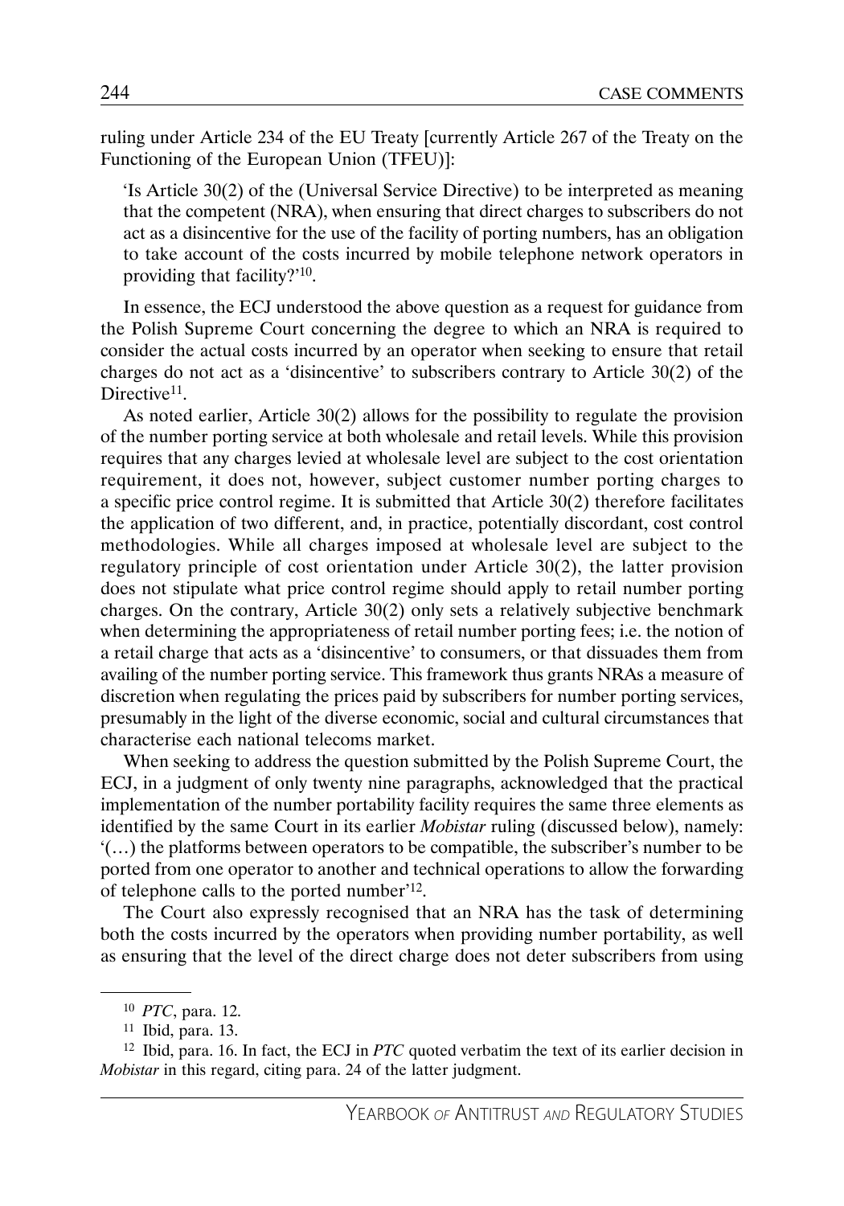ruling under Article 234 of the EU Treaty [currently Article 267 of the Treaty on the Functioning of the European Union (TFEU)]:

> 'Is Article 30(2) of the (Universal Service Directive) to be interpreted as meaning that the competent (NRA), when ensuring that direct charges to subscribers do not act as a disincentive for the use of the facility of porting numbers, has an obligation to take account of the costs incurred by mobile telephone network operators in providing that facility?'[10].

In essence, the ECJ understood the above question as a request for guidance from the Polish Supreme Court concerning the degree to which an NRA is required to consider the actual costs incurred by an operator when seeking to ensure that retail charges do not act as a 'disincentive' to subscribers contrary to Article 30(2) of the Directive[11].

As noted earlier, Article 30(2) allows for the possibility to regulate the provision of the number porting service at both wholesale and retail levels. While this provision requires that any charges levied at wholesale level are subject to the cost orientation requirement, it does not, however, subject customer number porting charges to a specific price control regime. It is submitted that Article 30(2) therefore facilitates the application of two different, and, in practice, potentially discordant, cost control methodologies. While all charges imposed at wholesale level are subject to the regulatory principle of cost orientation under Article 30(2), the latter provision does not stipulate what price control regime should apply to retail number porting charges. On the contrary, Article 30(2) only sets a relatively subjective benchmark when determining the appropriateness of retail number porting fees; i.e. the notion of a retail charge that acts as a 'disincentive' to consumers, or that dissuades them from availing of the number porting service. This framework thus grants NRAs a measure of discretion when regulating the prices paid by subscribers for number porting services, presumably in the light of the diverse economic, social and cultural circumstances that characterise each national telecoms market.

When seeking to address the question submitted by the Polish Supreme Court, the ECJ, in a judgment of only twenty nine paragraphs, acknowledged that the practical implementation of the number portability facility requires the same three elements as identified by the same Court in its earlier *Mobistar* ruling (discussed below), namely: '(…) the platforms between operators to be compatible, the subscriber's number to be ported from one operator to another and technical operations to allow the forwarding of telephone calls to the ported number'[12].

The Court also expressly recognised that an NRA has the task of determining both the costs incurred by the operators when providing number portability, as well as ensuring that the level of the direct charge does not deter subscribers from using

---

[10] *PTC*, para. 12.

[11] Ibid, para. 13.

[12] Ibid, para. 16. In fact, the ECJ in *PTC* quoted verbatim the text of its earlier decision in *Mobistar* in this regard, citing para. 24 of the latter judgment.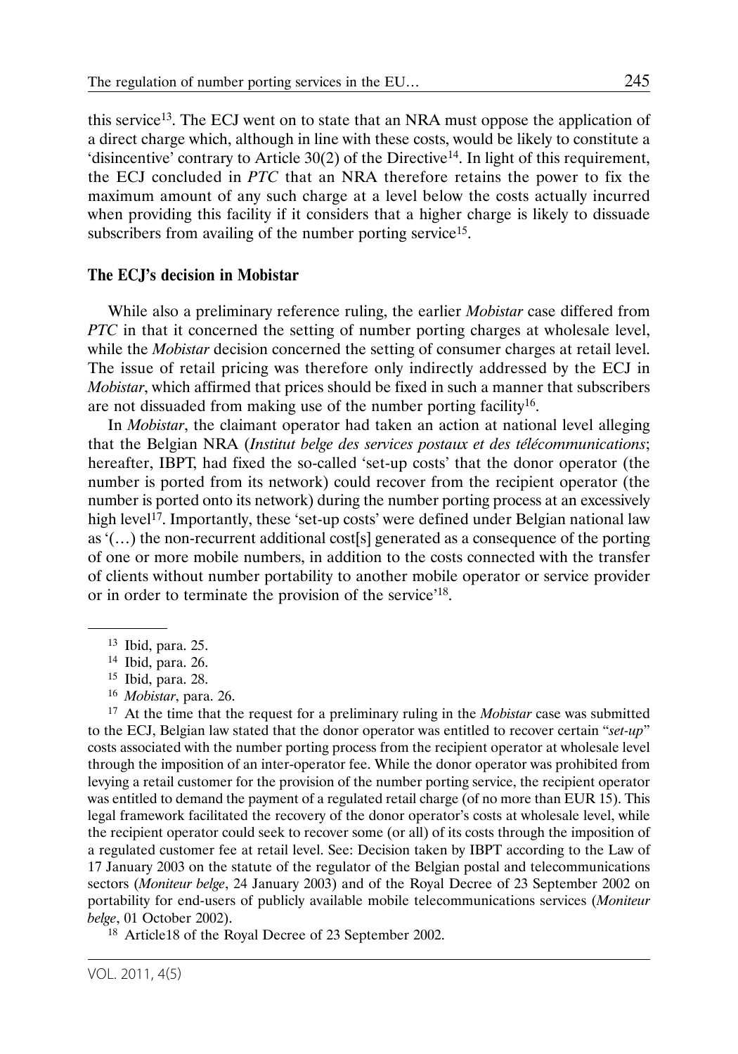this service[13]. The ECJ went on to state that an NRA must oppose the application of a direct charge which, although in line with these costs, would be likely to constitute a 'disincentive' contrary to Article 30(2) of the Directive[14]. In light of this requirement, the ECJ concluded in *PTC* that an NRA therefore retains the power to fix the maximum amount of any such charge at a level below the costs actually incurred when providing this facility if it considers that a higher charge is likely to dissuade subscribers from availing of the number porting service[15].

## The ECJ's decision in Mobistar

While also a preliminary reference ruling, the earlier *Mobistar* case differed from *PTC* in that it concerned the setting of number porting charges at wholesale level, while the *Mobistar* decision concerned the setting of consumer charges at retail level. The issue of retail pricing was therefore only indirectly addressed by the ECJ in *Mobistar*, which affirmed that prices should be fixed in such a manner that subscribers are not dissuaded from making use of the number porting facility[16].

In *Mobistar*, the claimant operator had taken an action at national level alleging that the Belgian NRA (*Institut belge des services postaux et des télécommunications*; hereafter, IBPT, had fixed the so-called 'set-up costs' that the donor operator (the number is ported from its network) could recover from the recipient operator (the number is ported onto its network) during the number porting process at an excessively high level[17]. Importantly, these 'set-up costs' were defined under Belgian national law as '(…) the non-recurrent additional cost[s] generated as a consequence of the porting of one or more mobile numbers, in addition to the costs connected with the transfer of clients without number portability to another mobile operator or service provider or in order to terminate the provision of the service'[18].

---

[13] Ibid, para. 25.

[14] Ibid, para. 26.

[15] Ibid, para. 28.

[16] *Mobistar*, para. 26.

[17] At the time that the request for a preliminary ruling in the *Mobistar* case was submitted to the ECJ, Belgian law stated that the donor operator was entitled to recover certain "*set-up*" costs associated with the number porting process from the recipient operator at wholesale level through the imposition of an inter-operator fee. While the donor operator was prohibited from levying a retail customer for the provision of the number porting service, the recipient operator was entitled to demand the payment of a regulated retail charge (of no more than EUR 15). This legal framework facilitated the recovery of the donor operator's costs at wholesale level, while the recipient operator could seek to recover some (or all) of its costs through the imposition of a regulated customer fee at retail level. See: Decision taken by IBPT according to the Law of 17 January 2003 on the statute of the regulator of the Belgian postal and telecommunications sectors (*Moniteur belge*, 24 January 2003) and of the Royal Decree of 23 September 2002 on portability for end-users of publicly available mobile telecommunications services (*Moniteur belge*, 01 October 2002).

[18] Article18 of the Royal Decree of 23 September 2002.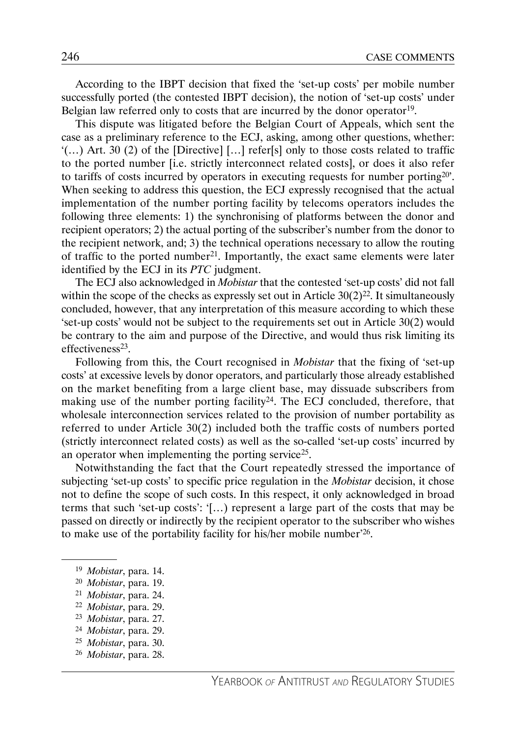According to the IBPT decision that fixed the 'set-up costs' per mobile number successfully ported (the contested IBPT decision), the notion of 'set-up costs' under Belgian law referred only to costs that are incurred by the donor operator[19].

This dispute was litigated before the Belgian Court of Appeals, which sent the case as a preliminary reference to the ECJ, asking, among other questions, whether: '(…) Art. 30 (2) of the [Directive] […] refer[s] only to those costs related to traffic to the ported number [i.e. strictly interconnect related costs], or does it also refer to tariffs of costs incurred by operators in executing requests for number porting[20]'. When seeking to address this question, the ECJ expressly recognised that the actual implementation of the number porting facility by telecoms operators includes the following three elements: 1) the synchronising of platforms between the donor and recipient operators; 2) the actual porting of the subscriber's number from the donor to the recipient network, and; 3) the technical operations necessary to allow the routing of traffic to the ported number[21]. Importantly, the exact same elements were later identified by the ECJ in its *PTC* judgment.

The ECJ also acknowledged in *Mobistar* that the contested 'set-up costs' did not fall within the scope of the checks as expressly set out in Article 30(2)[22]. It simultaneously concluded, however, that any interpretation of this measure according to which these 'set-up costs' would not be subject to the requirements set out in Article 30(2) would be contrary to the aim and purpose of the Directive, and would thus risk limiting its effectiveness[23].

Following from this, the Court recognised in *Mobistar* that the fixing of 'set-up costs' at excessive levels by donor operators, and particularly those already established on the market benefiting from a large client base, may dissuade subscribers from making use of the number porting facility[24]. The ECJ concluded, therefore, that wholesale interconnection services related to the provision of number portability as referred to under Article 30(2) included both the traffic costs of numbers ported (strictly interconnect related costs) as well as the so-called 'set-up costs' incurred by an operator when implementing the porting service[25].

Notwithstanding the fact that the Court repeatedly stressed the importance of subjecting 'set-up costs' to specific price regulation in the *Mobistar* decision, it chose not to define the scope of such costs. In this respect, it only acknowledged in broad terms that such 'set-up costs': '[…) represent a large part of the costs that may be passed on directly or indirectly by the recipient operator to the subscriber who wishes to make use of the portability facility for his/her mobile number'[26].

---

[19] *Mobistar*, para. 14.
[20] *Mobistar*, para. 19.
[21] *Mobistar*, para. 24.
[22] *Mobistar*, para. 29.
[23] *Mobistar*, para. 27.
[24] *Mobistar*, para. 29.
[25] *Mobistar*, para. 30.
[26] *Mobistar*, para. 28.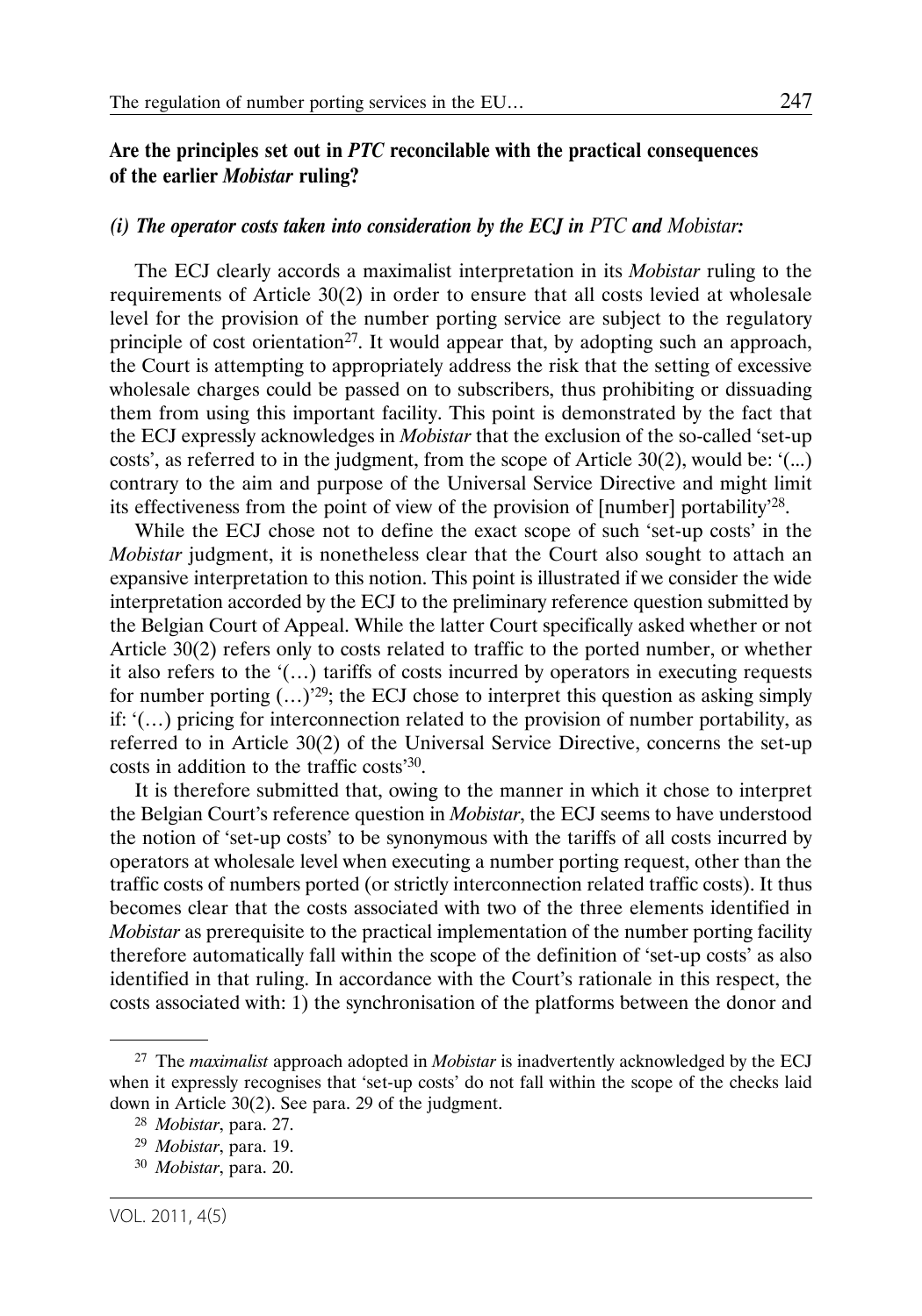## Are the principles set out in *PTC* reconcilable with the practical consequences of the earlier *Mobistar* ruling?

### *(i) The operator costs taken into consideration by the ECJ in PTC and Mobistar:*

The ECJ clearly accords a maximalist interpretation in its *Mobistar* ruling to the requirements of Article 30(2) in order to ensure that all costs levied at wholesale level for the provision of the number porting service are subject to the regulatory principle of cost orientation[27]. It would appear that, by adopting such an approach, the Court is attempting to appropriately address the risk that the setting of excessive wholesale charges could be passed on to subscribers, thus prohibiting or dissuading them from using this important facility. This point is demonstrated by the fact that the ECJ expressly acknowledges in *Mobistar* that the exclusion of the so-called 'set-up costs', as referred to in the judgment, from the scope of Article 30(2), would be: '(...) contrary to the aim and purpose of the Universal Service Directive and might limit its effectiveness from the point of view of the provision of [number] portability'[28].

While the ECJ chose not to define the exact scope of such 'set-up costs' in the *Mobistar* judgment, it is nonetheless clear that the Court also sought to attach an expansive interpretation to this notion. This point is illustrated if we consider the wide interpretation accorded by the ECJ to the preliminary reference question submitted by the Belgian Court of Appeal. While the latter Court specifically asked whether or not Article 30(2) refers only to costs related to traffic to the ported number, or whether it also refers to the '(…) tariffs of costs incurred by operators in executing requests for number porting (…)'[29]; the ECJ chose to interpret this question as asking simply if: '(…) pricing for interconnection related to the provision of number portability, as referred to in Article 30(2) of the Universal Service Directive, concerns the set-up costs in addition to the traffic costs'[30].

It is therefore submitted that, owing to the manner in which it chose to interpret the Belgian Court's reference question in *Mobistar*, the ECJ seems to have understood the notion of 'set-up costs' to be synonymous with the tariffs of all costs incurred by operators at wholesale level when executing a number porting request, other than the traffic costs of numbers ported (or strictly interconnection related traffic costs). It thus becomes clear that the costs associated with two of the three elements identified in *Mobistar* as prerequisite to the practical implementation of the number porting facility therefore automatically fall within the scope of the definition of 'set-up costs' as also identified in that ruling. In accordance with the Court's rationale in this respect, the costs associated with: 1) the synchronisation of the platforms between the donor and

---

[27] The *maximalist* approach adopted in *Mobistar* is inadvertently acknowledged by the ECJ when it expressly recognises that 'set-up costs' do not fall within the scope of the checks laid down in Article 30(2). See para. 29 of the judgment.

[28] *Mobistar*, para. 27.

[29] *Mobistar*, para. 19.

[30] *Mobistar*, para. 20.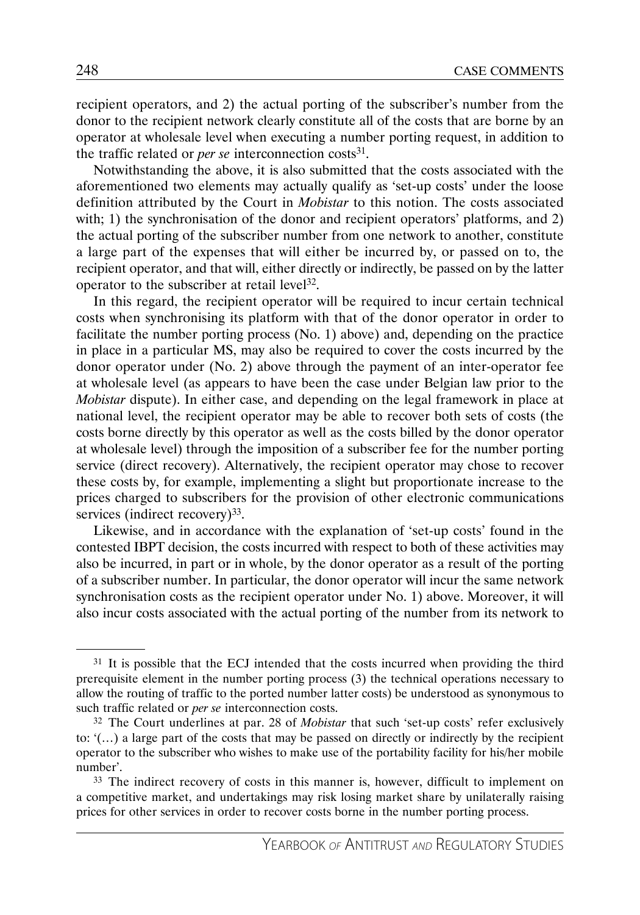recipient operators, and 2) the actual porting of the subscriber's number from the donor to the recipient network clearly constitute all of the costs that are borne by an operator at wholesale level when executing a number porting request, in addition to the traffic related or *per se* interconnection costs[31].

Notwithstanding the above, it is also submitted that the costs associated with the aforementioned two elements may actually qualify as 'set-up costs' under the loose definition attributed by the Court in *Mobistar* to this notion. The costs associated with; 1) the synchronisation of the donor and recipient operators' platforms, and 2) the actual porting of the subscriber number from one network to another, constitute a large part of the expenses that will either be incurred by, or passed on to, the recipient operator, and that will, either directly or indirectly, be passed on by the latter operator to the subscriber at retail level[32].

In this regard, the recipient operator will be required to incur certain technical costs when synchronising its platform with that of the donor operator in order to facilitate the number porting process (No. 1) above) and, depending on the practice in place in a particular MS, may also be required to cover the costs incurred by the donor operator under (No. 2) above through the payment of an inter-operator fee at wholesale level (as appears to have been the case under Belgian law prior to the *Mobistar* dispute). In either case, and depending on the legal framework in place at national level, the recipient operator may be able to recover both sets of costs (the costs borne directly by this operator as well as the costs billed by the donor operator at wholesale level) through the imposition of a subscriber fee for the number porting service (direct recovery). Alternatively, the recipient operator may chose to recover these costs by, for example, implementing a slight but proportionate increase to the prices charged to subscribers for the provision of other electronic communications services (indirect recovery)[33].

Likewise, and in accordance with the explanation of 'set-up costs' found in the contested IBPT decision, the costs incurred with respect to both of these activities may also be incurred, in part or in whole, by the donor operator as a result of the porting of a subscriber number. In particular, the donor operator will incur the same network synchronisation costs as the recipient operator under No. 1) above. Moreover, it will also incur costs associated with the actual porting of the number from its network to

---

[31] It is possible that the ECJ intended that the costs incurred when providing the third prerequisite element in the number porting process (3) the technical operations necessary to allow the routing of traffic to the ported number latter costs) be understood as synonymous to such traffic related or *per se* interconnection costs.

[32] The Court underlines at par. 28 of *Mobistar* that such 'set-up costs' refer exclusively to: '(…) a large part of the costs that may be passed on directly or indirectly by the recipient operator to the subscriber who wishes to make use of the portability facility for his/her mobile number'.

[33] The indirect recovery of costs in this manner is, however, difficult to implement on a competitive market, and undertakings may risk losing market share by unilaterally raising prices for other services in order to recover costs borne in the number porting process.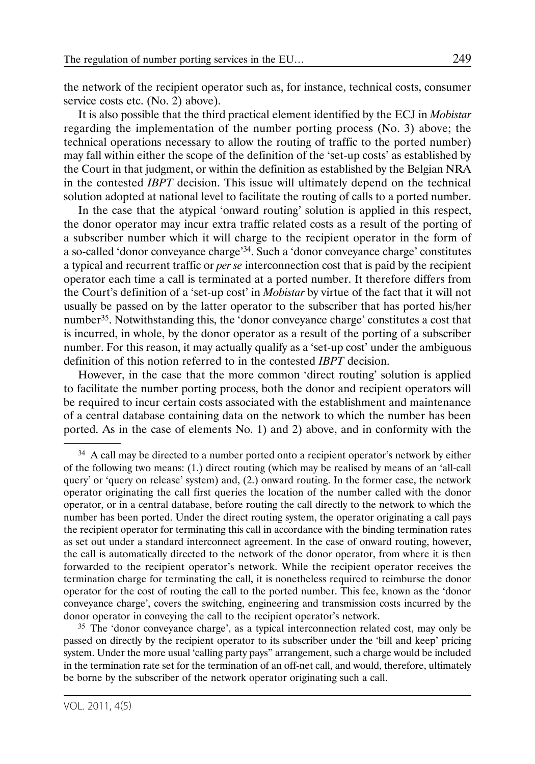the network of the recipient operator such as, for instance, technical costs, consumer service costs etc. (No. 2) above).

It is also possible that the third practical element identified by the ECJ in *Mobistar* regarding the implementation of the number porting process (No. 3) above; the technical operations necessary to allow the routing of traffic to the ported number) may fall within either the scope of the definition of the 'set-up costs' as established by the Court in that judgment, or within the definition as established by the Belgian NRA in the contested *IBPT* decision. This issue will ultimately depend on the technical solution adopted at national level to facilitate the routing of calls to a ported number.

In the case that the atypical 'onward routing' solution is applied in this respect, the donor operator may incur extra traffic related costs as a result of the porting of a subscriber number which it will charge to the recipient operator in the form of a so-called 'donor conveyance charge'[34]. Such a 'donor conveyance charge' constitutes a typical and recurrent traffic or *per se* interconnection cost that is paid by the recipient operator each time a call is terminated at a ported number. It therefore differs from the Court's definition of a 'set-up cost' in *Mobistar* by virtue of the fact that it will not usually be passed on by the latter operator to the subscriber that has ported his/her number[35]. Notwithstanding this, the 'donor conveyance charge' constitutes a cost that is incurred, in whole, by the donor operator as a result of the porting of a subscriber number. For this reason, it may actually qualify as a 'set-up cost' under the ambiguous definition of this notion referred to in the contested *IBPT* decision.

However, in the case that the more common 'direct routing' solution is applied to facilitate the number porting process, both the donor and recipient operators will be required to incur certain costs associated with the establishment and maintenance of a central database containing data on the network to which the number has been ported. As in the case of elements No. 1) and 2) above, and in conformity with the

---

[34] A call may be directed to a number ported onto a recipient operator's network by either of the following two means: (1.) direct routing (which may be realised by means of an 'all-call query' or 'query on release' system) and, (2.) onward routing. In the former case, the network operator originating the call first queries the location of the number called with the donor operator, or in a central database, before routing the call directly to the network to which the number has been ported. Under the direct routing system, the operator originating a call pays the recipient operator for terminating this call in accordance with the binding termination rates as set out under a standard interconnect agreement. In the case of onward routing, however, the call is automatically directed to the network of the donor operator, from where it is then forwarded to the recipient operator's network. While the recipient operator receives the termination charge for terminating the call, it is nonetheless required to reimburse the donor operator for the cost of routing the call to the ported number. This fee, known as the 'donor conveyance charge', covers the switching, engineering and transmission costs incurred by the donor operator in conveying the call to the recipient operator's network.

[35] The 'donor conveyance charge', as a typical interconnection related cost, may only be passed on directly by the recipient operator to its subscriber under the 'bill and keep' pricing system. Under the more usual 'calling party pays" arrangement, such a charge would be included in the termination rate set for the termination of an off-net call, and would, therefore, ultimately be borne by the subscriber of the network operator originating such a call.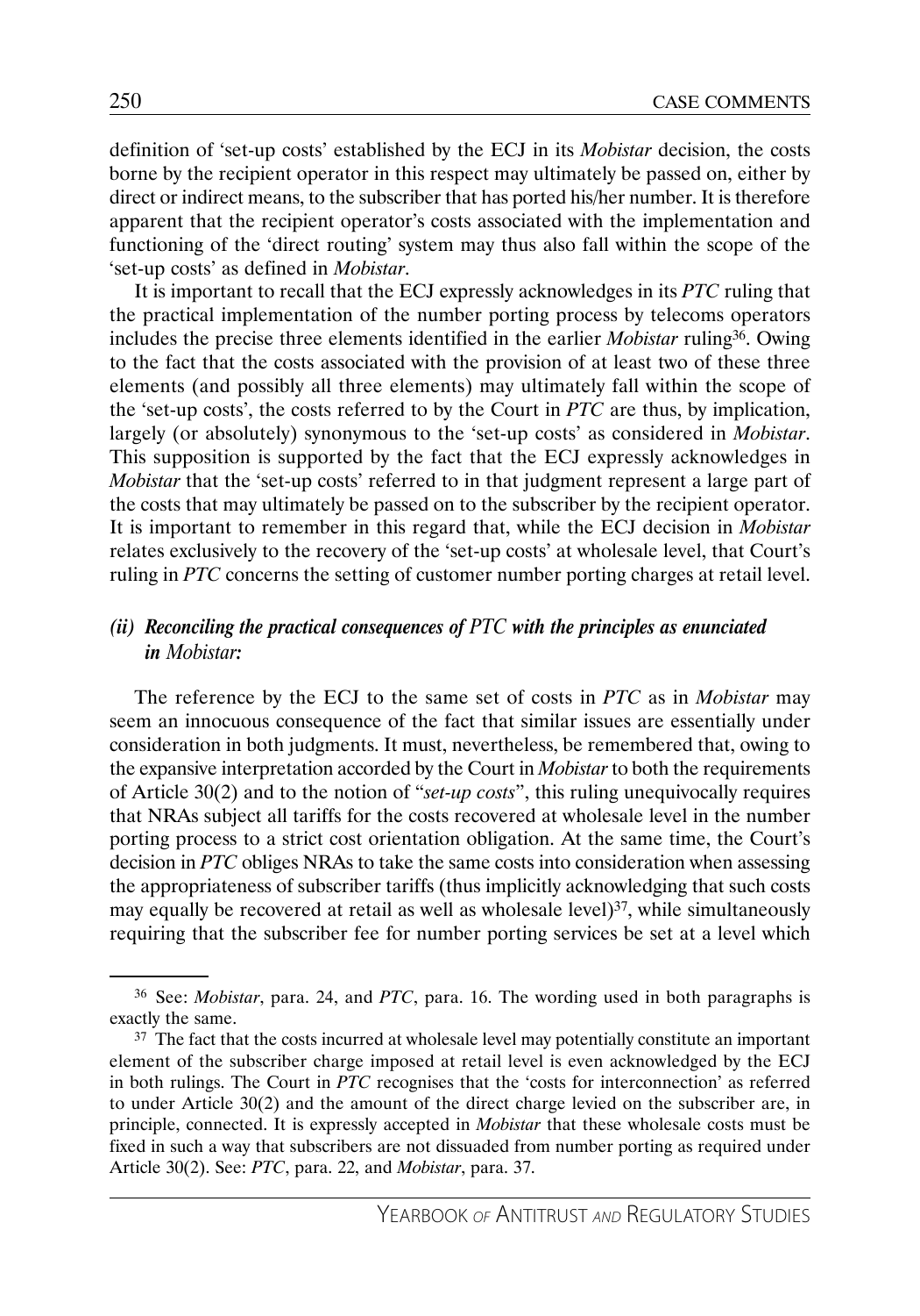definition of 'set-up costs' established by the ECJ in its *Mobistar* decision, the costs borne by the recipient operator in this respect may ultimately be passed on, either by direct or indirect means, to the subscriber that has ported his/her number. It is therefore apparent that the recipient operator's costs associated with the implementation and functioning of the 'direct routing' system may thus also fall within the scope of the 'set-up costs' as defined in *Mobistar*.

It is important to recall that the ECJ expressly acknowledges in its *PTC* ruling that the practical implementation of the number porting process by telecoms operators includes the precise three elements identified in the earlier *Mobistar* ruling[36]. Owing to the fact that the costs associated with the provision of at least two of these three elements (and possibly all three elements) may ultimately fall within the scope of the 'set-up costs', the costs referred to by the Court in *PTC* are thus, by implication, largely (or absolutely) synonymous to the 'set-up costs' as considered in *Mobistar*. This supposition is supported by the fact that the ECJ expressly acknowledges in *Mobistar* that the 'set-up costs' referred to in that judgment represent a large part of the costs that may ultimately be passed on to the subscriber by the recipient operator. It is important to remember in this regard that, while the ECJ decision in *Mobistar* relates exclusively to the recovery of the 'set-up costs' at wholesale level, that Court's ruling in *PTC* concerns the setting of customer number porting charges at retail level.

### *(ii) Reconciling the practical consequences of PTC with the principles as enunciated in Mobistar:*

The reference by the ECJ to the same set of costs in *PTC* as in *Mobistar* may seem an innocuous consequence of the fact that similar issues are essentially under consideration in both judgments. It must, nevertheless, be remembered that, owing to the expansive interpretation accorded by the Court in *Mobistar* to both the requirements of Article 30(2) and to the notion of "*set-up costs*", this ruling unequivocally requires that NRAs subject all tariffs for the costs recovered at wholesale level in the number porting process to a strict cost orientation obligation. At the same time, the Court's decision in *PTC* obliges NRAs to take the same costs into consideration when assessing the appropriateness of subscriber tariffs (thus implicitly acknowledging that such costs may equally be recovered at retail as well as wholesale level)[37], while simultaneously requiring that the subscriber fee for number porting services be set at a level which

---

[36] See: *Mobistar*, para. 24, and *PTC*, para. 16. The wording used in both paragraphs is exactly the same.

[37] The fact that the costs incurred at wholesale level may potentially constitute an important element of the subscriber charge imposed at retail level is even acknowledged by the ECJ in both rulings. The Court in *PTC* recognises that the 'costs for interconnection' as referred to under Article 30(2) and the amount of the direct charge levied on the subscriber are, in principle, connected. It is expressly accepted in *Mobistar* that these wholesale costs must be fixed in such a way that subscribers are not dissuaded from number porting as required under Article 30(2). See: *PTC*, para. 22, and *Mobistar*, para. 37.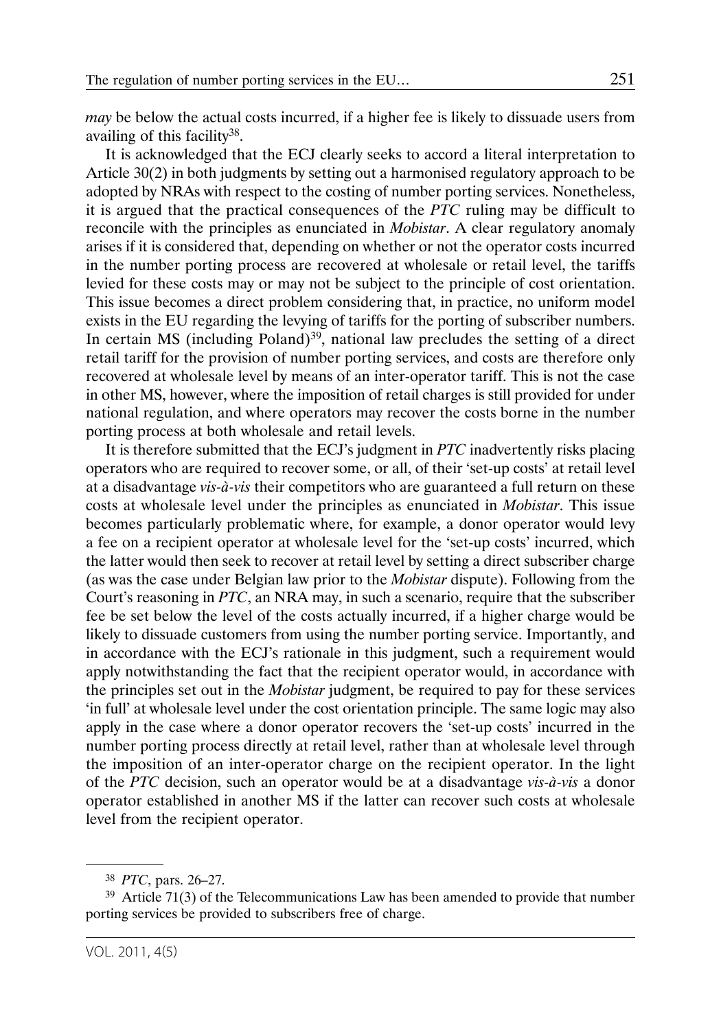*may* be below the actual costs incurred, if a higher fee is likely to dissuade users from availing of this facility[38].

It is acknowledged that the ECJ clearly seeks to accord a literal interpretation to Article 30(2) in both judgments by setting out a harmonised regulatory approach to be adopted by NRAs with respect to the costing of number porting services. Nonetheless, it is argued that the practical consequences of the *PTC* ruling may be difficult to reconcile with the principles as enunciated in *Mobistar*. A clear regulatory anomaly arises if it is considered that, depending on whether or not the operator costs incurred in the number porting process are recovered at wholesale or retail level, the tariffs levied for these costs may or may not be subject to the principle of cost orientation. This issue becomes a direct problem considering that, in practice, no uniform model exists in the EU regarding the levying of tariffs for the porting of subscriber numbers. In certain MS (including Poland)[39], national law precludes the setting of a direct retail tariff for the provision of number porting services, and costs are therefore only recovered at wholesale level by means of an inter-operator tariff. This is not the case in other MS, however, where the imposition of retail charges is still provided for under national regulation, and where operators may recover the costs borne in the number porting process at both wholesale and retail levels.

It is therefore submitted that the ECJ's judgment in *PTC* inadvertently risks placing operators who are required to recover some, or all, of their 'set-up costs' at retail level at a disadvantage *vis-à-vis* their competitors who are guaranteed a full return on these costs at wholesale level under the principles as enunciated in *Mobistar*. This issue becomes particularly problematic where, for example, a donor operator would levy a fee on a recipient operator at wholesale level for the 'set-up costs' incurred, which the latter would then seek to recover at retail level by setting a direct subscriber charge (as was the case under Belgian law prior to the *Mobistar* dispute). Following from the Court's reasoning in *PTC*, an NRA may, in such a scenario, require that the subscriber fee be set below the level of the costs actually incurred, if a higher charge would be likely to dissuade customers from using the number porting service. Importantly, and in accordance with the ECJ's rationale in this judgment, such a requirement would apply notwithstanding the fact that the recipient operator would, in accordance with the principles set out in the *Mobistar* judgment, be required to pay for these services 'in full' at wholesale level under the cost orientation principle. The same logic may also apply in the case where a donor operator recovers the 'set-up costs' incurred in the number porting process directly at retail level, rather than at wholesale level through the imposition of an inter-operator charge on the recipient operator. In the light of the *PTC* decision, such an operator would be at a disadvantage *vis-à-vis* a donor operator established in another MS if the latter can recover such costs at wholesale level from the recipient operator.

---

[38] *PTC*, pars. 26–27.

[39] Article 71(3) of the Telecommunications Law has been amended to provide that number porting services be provided to subscribers free of charge.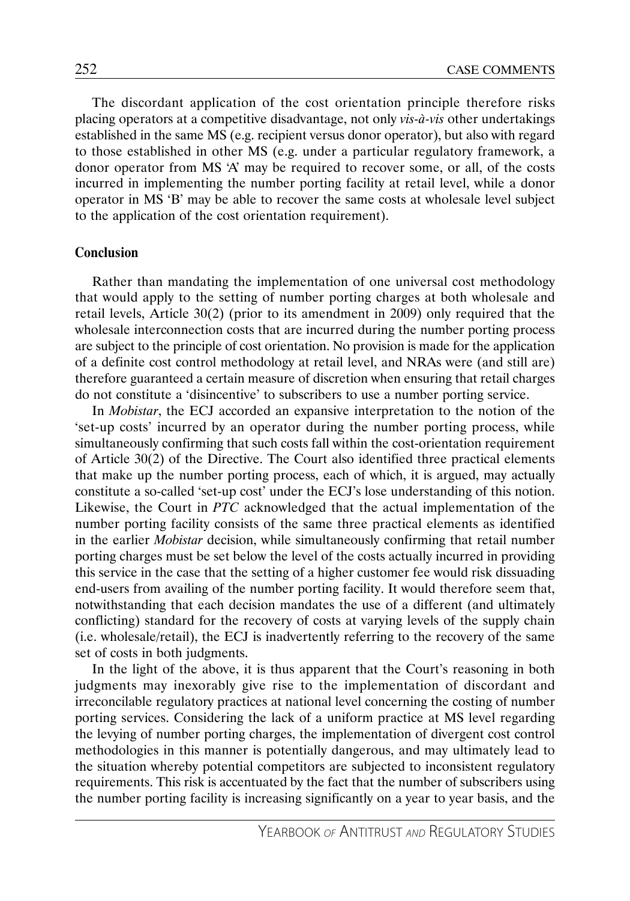The discordant application of the cost orientation principle therefore risks placing operators at a competitive disadvantage, not only *vis-à-vis* other undertakings established in the same MS (e.g. recipient versus donor operator), but also with regard to those established in other MS (e.g. under a particular regulatory framework, a donor operator from MS 'A' may be required to recover some, or all, of the costs incurred in implementing the number porting facility at retail level, while a donor operator in MS 'B' may be able to recover the same costs at wholesale level subject to the application of the cost orientation requirement).

## Conclusion

Rather than mandating the implementation of one universal cost methodology that would apply to the setting of number porting charges at both wholesale and retail levels, Article 30(2) (prior to its amendment in 2009) only required that the wholesale interconnection costs that are incurred during the number porting process are subject to the principle of cost orientation. No provision is made for the application of a definite cost control methodology at retail level, and NRAs were (and still are) therefore guaranteed a certain measure of discretion when ensuring that retail charges do not constitute a 'disincentive' to subscribers to use a number porting service.

In *Mobistar*, the ECJ accorded an expansive interpretation to the notion of the 'set-up costs' incurred by an operator during the number porting process, while simultaneously confirming that such costs fall within the cost-orientation requirement of Article 30(2) of the Directive. The Court also identified three practical elements that make up the number porting process, each of which, it is argued, may actually constitute a so-called 'set-up cost' under the ECJ's lose understanding of this notion. Likewise, the Court in *PTC* acknowledged that the actual implementation of the number porting facility consists of the same three practical elements as identified in the earlier *Mobistar* decision, while simultaneously confirming that retail number porting charges must be set below the level of the costs actually incurred in providing this service in the case that the setting of a higher customer fee would risk dissuading end-users from availing of the number porting facility. It would therefore seem that, notwithstanding that each decision mandates the use of a different (and ultimately conflicting) standard for the recovery of costs at varying levels of the supply chain (i.e. wholesale/retail), the ECJ is inadvertently referring to the recovery of the same set of costs in both judgments.

In the light of the above, it is thus apparent that the Court's reasoning in both judgments may inexorably give rise to the implementation of discordant and irreconcilable regulatory practices at national level concerning the costing of number porting services. Considering the lack of a uniform practice at MS level regarding the levying of number porting charges, the implementation of divergent cost control methodologies in this manner is potentially dangerous, and may ultimately lead to the situation whereby potential competitors are subjected to inconsistent regulatory requirements. This risk is accentuated by the fact that the number of subscribers using the number porting facility is increasing significantly on a year to year basis, and the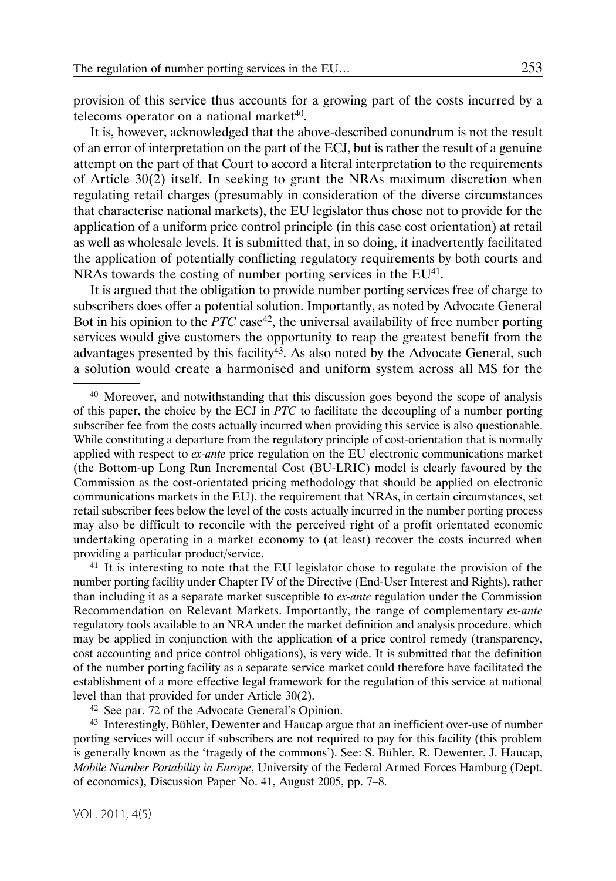provision of this service thus accounts for a growing part of the costs incurred by a telecoms operator on a national market[40].

It is, however, acknowledged that the above-described conundrum is not the result of an error of interpretation on the part of the ECJ, but is rather the result of a genuine attempt on the part of that Court to accord a literal interpretation to the requirements of Article 30(2) itself. In seeking to grant the NRAs maximum discretion when regulating retail charges (presumably in consideration of the diverse circumstances that characterise national markets), the EU legislator thus chose not to provide for the application of a uniform price control principle (in this case cost orientation) at retail as well as wholesale levels. It is submitted that, in so doing, it inadvertently facilitated the application of potentially conflicting regulatory requirements by both courts and NRAs towards the costing of number porting services in the EU[41].

It is argued that the obligation to provide number porting services free of charge to subscribers does offer a potential solution. Importantly, as noted by Advocate General Bot in his opinion to the *PTC* case[42], the universal availability of free number porting services would give customers the opportunity to reap the greatest benefit from the advantages presented by this facility[43]. As also noted by the Advocate General, such a solution would create a harmonised and uniform system across all MS for the

---

[40] Moreover, and notwithstanding that this discussion goes beyond the scope of analysis of this paper, the choice by the ECJ in *PTC* to facilitate the decoupling of a number porting subscriber fee from the costs actually incurred when providing this service is also questionable. While constituting a departure from the regulatory principle of cost-orientation that is normally applied with respect to *ex-ante* price regulation on the EU electronic communications market (the Bottom-up Long Run Incremental Cost (BU-LRIC) model is clearly favoured by the Commission as the cost-orientated pricing methodology that should be applied on electronic communications markets in the EU), the requirement that NRAs, in certain circumstances, set retail subscriber fees below the level of the costs actually incurred in the number porting process may also be difficult to reconcile with the perceived right of a profit orientated economic undertaking operating in a market economy to (at least) recover the costs incurred when providing a particular product/service.

[41] It is interesting to note that the EU legislator chose to regulate the provision of the number porting facility under Chapter IV of the Directive (End-User Interest and Rights), rather than including it as a separate market susceptible to *ex-ante* regulation under the Commission Recommendation on Relevant Markets. Importantly, the range of complementary *ex-ante* regulatory tools available to an NRA under the market definition and analysis procedure, which may be applied in conjunction with the application of a price control remedy (transparency, cost accounting and price control obligations), is very wide. It is submitted that the definition of the number porting facility as a separate service market could therefore have facilitated the establishment of a more effective legal framework for the regulation of this service at national level than that provided for under Article 30(2).

[42] See par. 72 of the Advocate General's Opinion.

[43] Interestingly, Bühler, Dewenter and Haucap argue that an inefficient over-use of number porting services will occur if subscribers are not required to pay for this facility (this problem is generally known as the 'tragedy of the commons'). See: S. Bühler, R. Dewenter, J. Haucap, *Mobile Number Portability in Europe*, University of the Federal Armed Forces Hamburg (Dept. of economics), Discussion Paper No. 41, August 2005, pp. 7–8.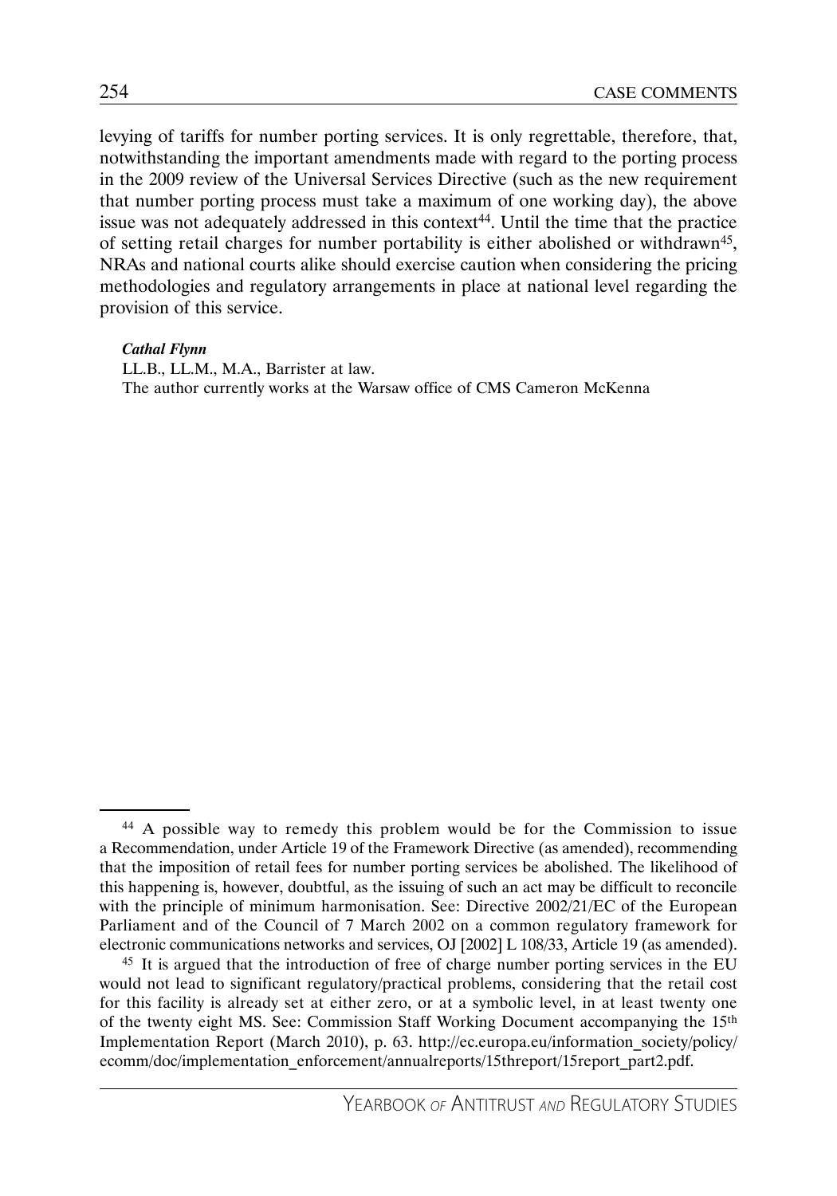levying of tariffs for number porting services. It is only regrettable, therefore, that, notwithstanding the important amendments made with regard to the porting process in the 2009 review of the Universal Services Directive (such as the new requirement that number porting process must take a maximum of one working day), the above issue was not adequately addressed in this context[44]. Until the time that the practice of setting retail charges for number portability is either abolished or withdrawn[45], NRAs and national courts alike should exercise caution when considering the pricing methodologies and regulatory arrangements in place at national level regarding the provision of this service.

***Cathal Flynn***
LL.B., LL.M., M.A., Barrister at law.
The author currently works at the Warsaw office of CMS Cameron McKenna

---

[44] A possible way to remedy this problem would be for the Commission to issue a Recommendation, under Article 19 of the Framework Directive (as amended), recommending that the imposition of retail fees for number porting services be abolished. The likelihood of this happening is, however, doubtful, as the issuing of such an act may be difficult to reconcile with the principle of minimum harmonisation. See: Directive 2002/21/EC of the European Parliament and of the Council of 7 March 2002 on a common regulatory framework for electronic communications networks and services, OJ [2002] L 108/33, Article 19 (as amended).

[45] It is argued that the introduction of free of charge number porting services in the EU would not lead to significant regulatory/practical problems, considering that the retail cost for this facility is already set at either zero, or at a symbolic level, in at least twenty one of the twenty eight MS. See: Commission Staff Working Document accompanying the 15th Implementation Report (March 2010), p. 63. http://ec.europa.eu/information_society/policy/ecomm/doc/implementation_enforcement/annualreports/15threport/15report_part2.pdf.